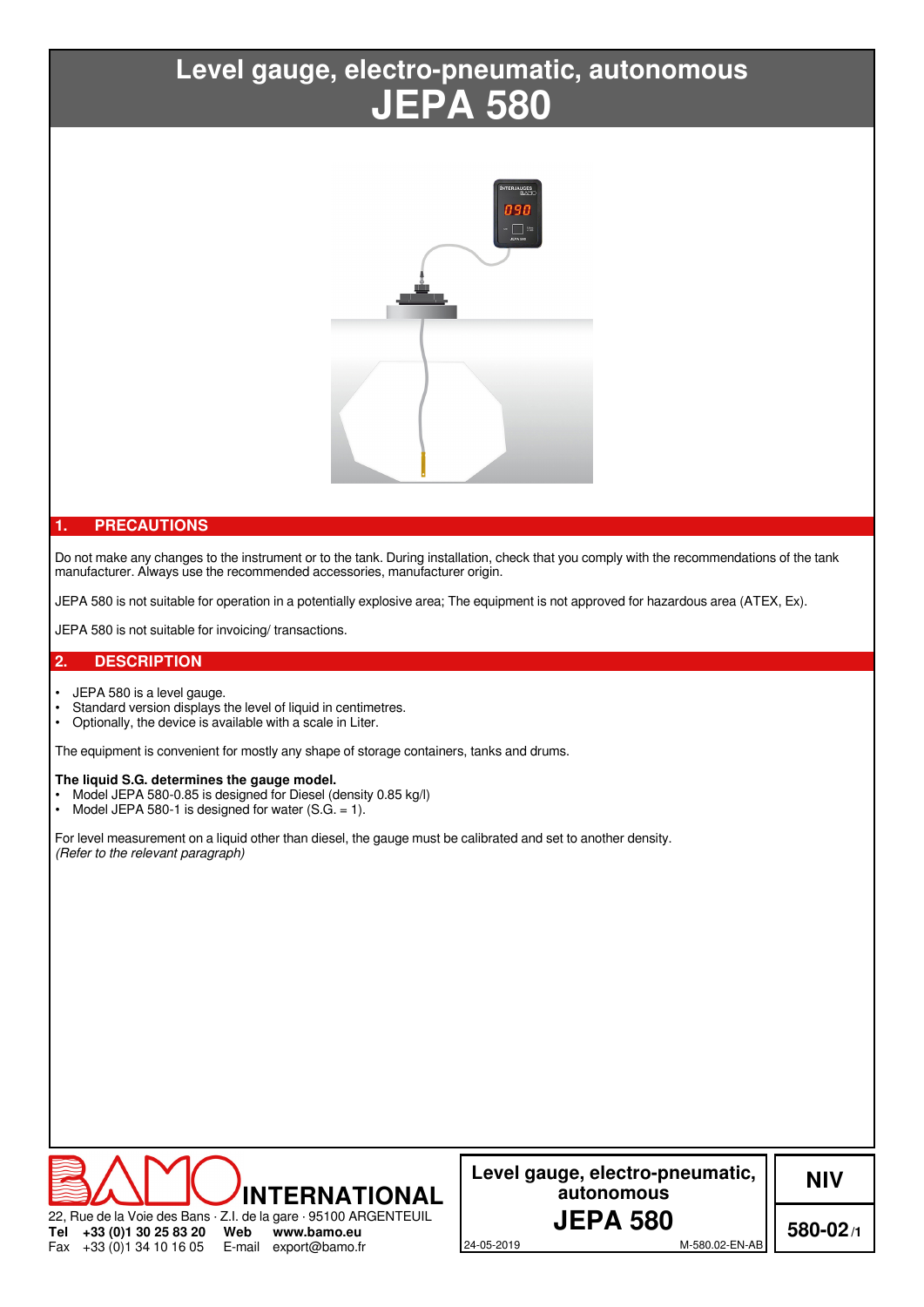# Level gauge, electro-pneumatic, autonomous
# JEPA 580

## 1. PRECAUTIONS

Do not make any changes to the instrument or to the tank. During installation, check that you comply with the recommendations of the tank manufacturer. Always use the recommended accessories, manufacturer origin.

JEPA 580 is not suitable for operation in a potentially explosive area; The equipment is not approved for hazardous area (ATEX, Ex).

JEPA 580 is not suitable for invoicing/ transactions.

## 2. DESCRIPTION

- JEPA 580 is a level gauge.
- Standard version displays the level of liquid in centimetres.
- Optionally, the device is available with a scale in Liter.

The equipment is convenient for mostly any shape of storage containers, tanks and drums.

**The liquid S.G. determines the gauge model.**

- Model JEPA 580-0.85 is designed for Diesel (density 0.85 kg/l)
- Model JEPA 580-1 is designed for water (S.G. = 1).

For level measurement on a liquid other than diesel, the gauge must be calibrated and set to another density.
*(Refer to the relevant paragraph)*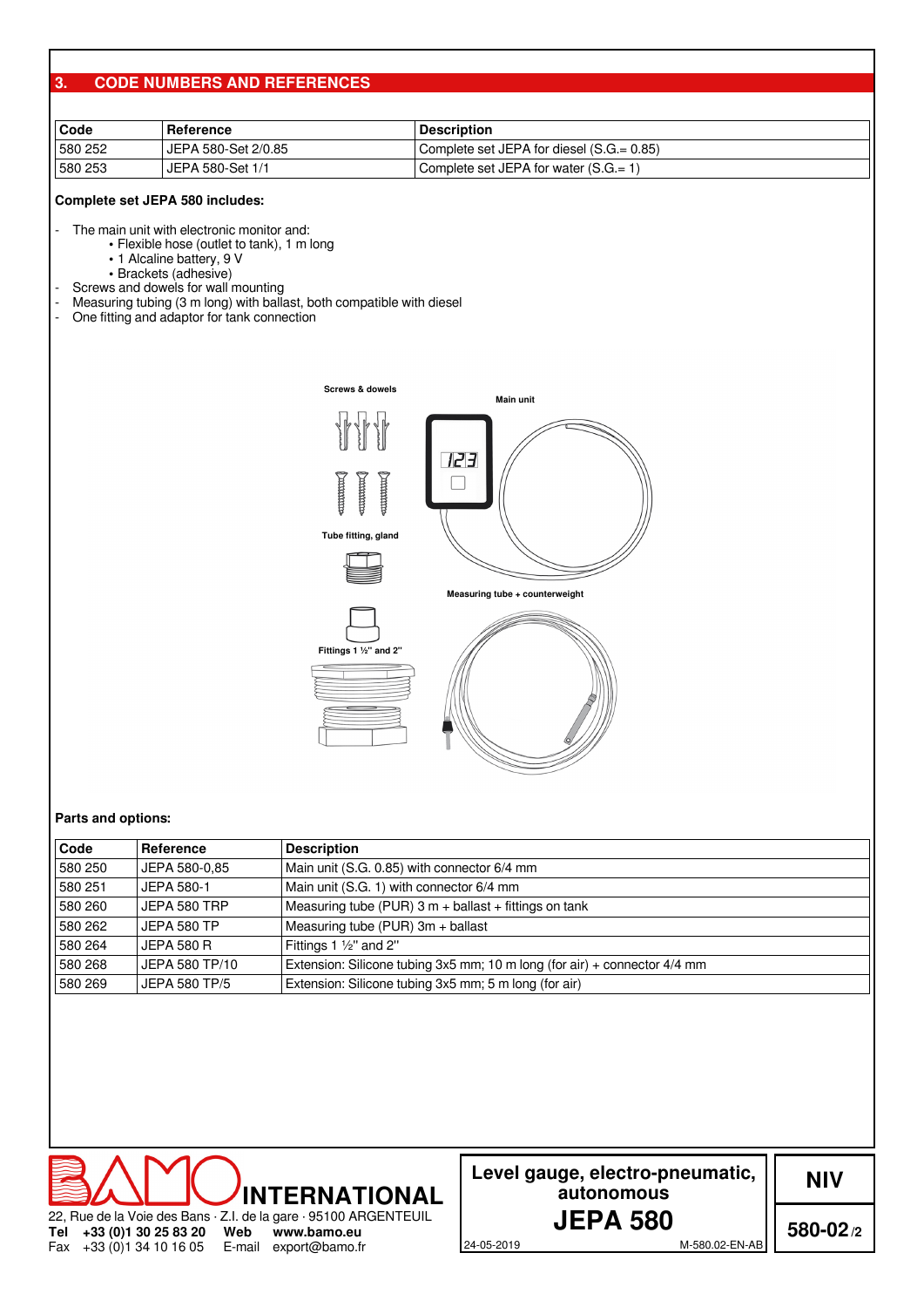## 3. CODE NUMBERS AND REFERENCES

| Code | Reference | Description |
|---|---|---|
| 580 252 | JEPA 580-Set 2/0.85 | Complete set JEPA for diesel (S.G.= 0.85) |
| 580 253 | JEPA 580-Set 1/1 | Complete set JEPA for water (S.G.= 1) |

**Complete set JEPA 580 includes:**

- The main unit with electronic monitor and:
  - Flexible hose (outlet to tank), 1 m long
  - 1 Alcaline battery, 9 V
  - Brackets (adhesive)
- Screws and dowels for wall mounting
- Measuring tubing (3 m long) with ballast, both compatible with diesel
- One fitting and adaptor for tank connection

Screws & dowels

Main unit

Tube fitting, gland

Measuring tube + counterweight

Fittings 1 ½" and 2"

**Parts and options:**

| Code | Reference | Description |
|---|---|---|
| 580 250 | JEPA 580-0,85 | Main unit (S.G. 0.85) with connector 6/4 mm |
| 580 251 | JEPA 580-1 | Main unit (S.G. 1) with connector 6/4 mm |
| 580 260 | JEPA 580 TRP | Measuring tube (PUR) 3 m + ballast + fittings on tank |
| 580 262 | JEPA 580 TP | Measuring tube (PUR) 3m + ballast |
| 580 264 | JEPA 580 R | Fittings 1 ½" and 2" |
| 580 268 | JEPA 580 TP/10 | Extension: Silicone tubing 3x5 mm; 10 m long (for air) + connector 4/4 mm |
| 580 269 | JEPA 580 TP/5 | Extension: Silicone tubing 3x5 mm; 5 m long (for air) |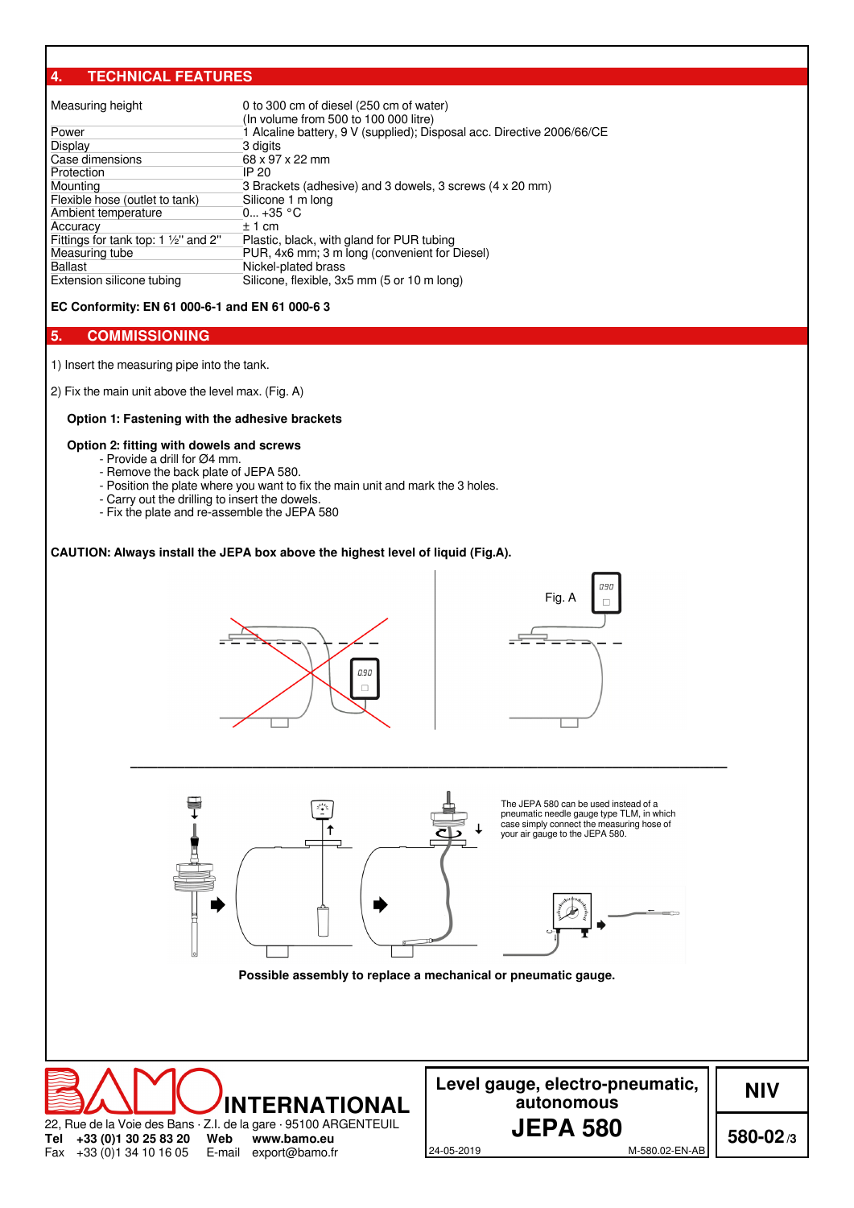## 4. TECHNICAL FEATURES

| | |
|---|---|
| Measuring height | 0 to 300 cm of diesel (250 cm of water)<br>(In volume from 500 to 100 000 litre) |
| Power | 1 Alcaline battery, 9 V (supplied); Disposal acc. Directive 2006/66/CE |
| Display | 3 digits |
| Case dimensions | 68 x 97 x 22 mm |
| Protection | IP 20 |
| Mounting | 3 Brackets (adhesive) and 3 dowels, 3 screws (4 x 20 mm) |
| Flexible hose (outlet to tank) | Silicone 1 m long |
| Ambient temperature | 0... +35 °C |
| Accuracy | ± 1 cm |
| Fittings for tank top: 1 ½" and 2" | Plastic, black, with gland for PUR tubing |
| Measuring tube | PUR, 4x6 mm; 3 m long (convenient for Diesel) |
| Ballast | Nickel-plated brass |
| Extension silicone tubing | Silicone, flexible, 3x5 mm (5 or 10 m long) |

**EC Conformity: EN 61 000-6-1 and EN 61 000-6 3**

## 5. COMMISSIONING

1) Insert the measuring pipe into the tank.

2) Fix the main unit above the level max. (Fig. A)

**Option 1: Fastening with the adhesive brackets**

**Option 2: fitting with dowels and screws**

- Provide a drill for Ø4 mm.
- Remove the back plate of JEPA 580.
- Position the plate where you want to fix the main unit and mark the 3 holes.
- Carry out the drilling to insert the dowels.
- Fix the plate and re-assemble the JEPA 580

**CAUTION: Always install the JEPA box above the highest level of liquid (Fig.A).**

Fig. A

The JEPA 580 can be used instead of a pneumatic needle gauge type TLM, in which case simply connect the measuring hose of your air gauge to the JEPA 580.

**Possible assembly to replace a mechanical or pneumatic gauge.**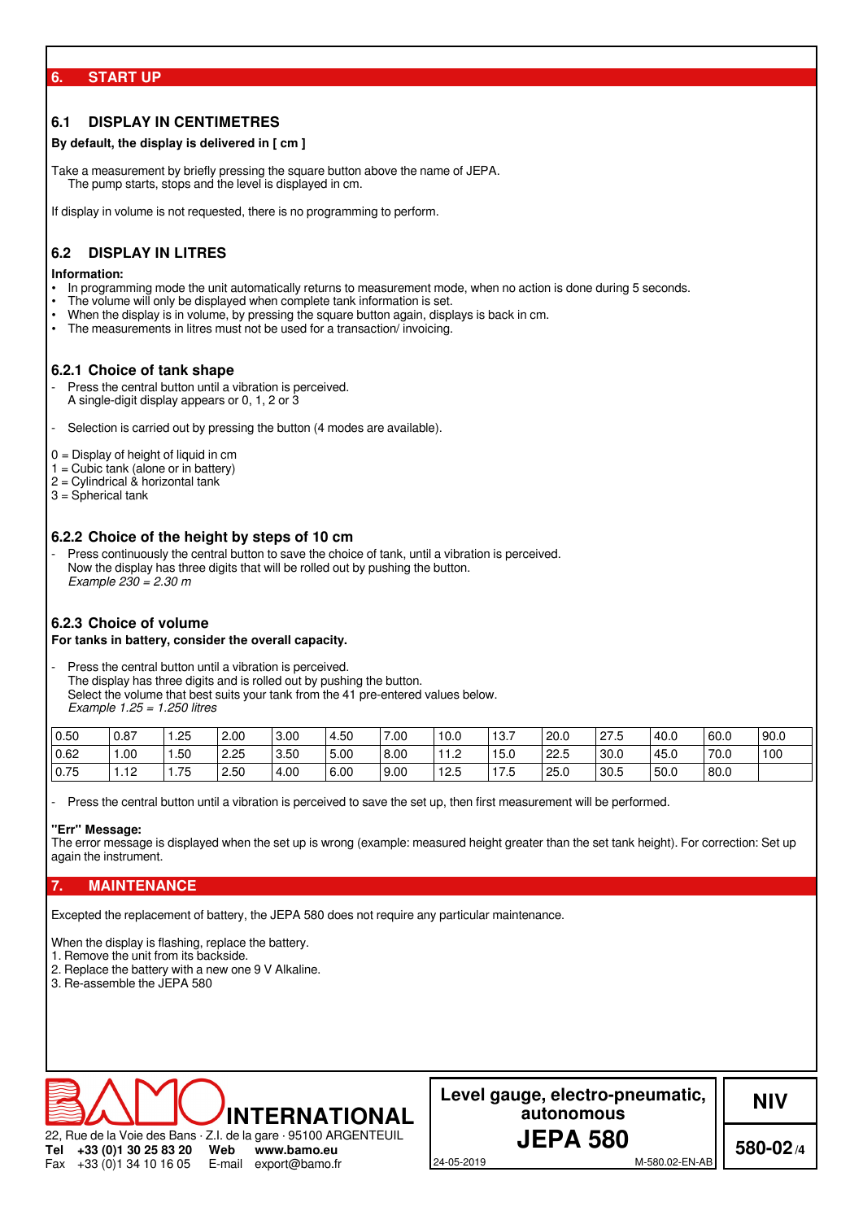## 6. START UP

### 6.1 DISPLAY IN CENTIMETRES

**By default, the display is delivered in [ cm ]**

Take a measurement by briefly pressing the square button above the name of JEPA.
The pump starts, stops and the level is displayed in cm.

If display in volume is not requested, there is no programming to perform.

### 6.2 DISPLAY IN LITRES

**Information:**

- In programming mode the unit automatically returns to measurement mode, when no action is done during 5 seconds.
- The volume will only be displayed when complete tank information is set.
- When the display is in volume, by pressing the square button again, displays is back in cm.
- The measurements in litres must not be used for a transaction/ invoicing.

#### 6.2.1 Choice of tank shape

- Press the central button until a vibration is perceived.
  A single-digit display appears or 0, 1, 2 or 3

- Selection is carried out by pressing the button (4 modes are available).

0 = Display of height of liquid in cm
1 = Cubic tank (alone or in battery)
2 = Cylindrical & horizontal tank
3 = Spherical tank

#### 6.2.2 Choice of the height by steps of 10 cm

- Press continuously the central button to save the choice of tank, until a vibration is perceived.
  Now the display has three digits that will be rolled out by pushing the button.
  *Example 230 = 2.30 m*

#### 6.2.3 Choice of volume

**For tanks in battery, consider the overall capacity.**

- Press the central button until a vibration is perceived.
  The display has three digits and is rolled out by pushing the button.
  Select the volume that best suits your tank from the 41 pre-entered values below.
  *Example 1.25 = 1.250 litres*

| | | | | | | | | | | | | |
|---|---|---|---|---|---|---|---|---|---|---|---|---|
| 0.50 | 0.87 | 1.25 | 2.00 | 3.00 | 4.50 | 7.00 | 10.0 | 13.7 | 20.0 | 27.5 | 40.0 | 60.0 | 90.0 |
| 0.62 | 1.00 | 1.50 | 2.25 | 3.50 | 5.00 | 8.00 | 11.2 | 15.0 | 22.5 | 30.0 | 45.0 | 70.0 | 100 |
| 0.75 | 1.12 | 1.75 | 2.50 | 4.00 | 6.00 | 9.00 | 12.5 | 17.5 | 25.0 | 30.5 | 50.0 | 80.0 | |

- Press the central button until a vibration is perceived to save the set up, then first measurement will be performed.

**"Err" Message:**
The error message is displayed when the set up is wrong (example: measured height greater than the set tank height). For correction: Set up again the instrument.

## 7. MAINTENANCE

Excepted the replacement of battery, the JEPA 580 does not require any particular maintenance.

When the display is flashing, replace the battery.
1. Remove the unit from its backside.
2. Replace the battery with a new one 9 V Alkaline.
3. Re-assemble the JEPA 580